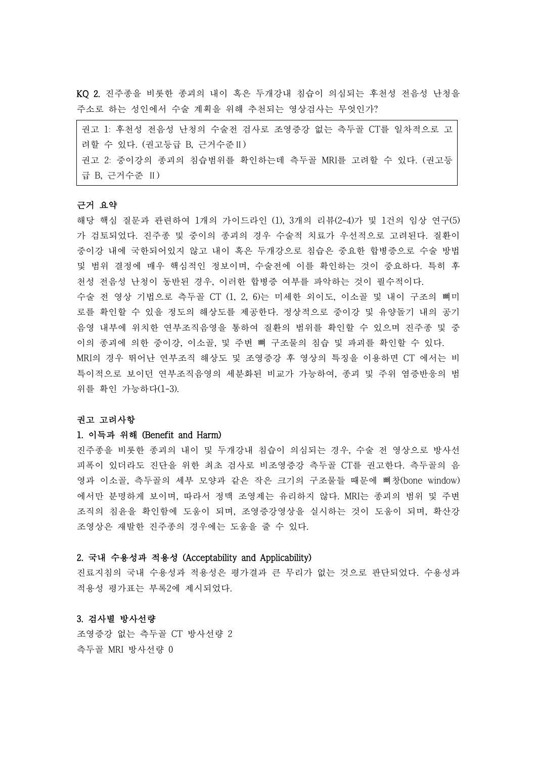KQ 2. 진주종을 비롯한 종괴의 내이 혹은 두개강내 침습이 의심되는 후천성 전음성 난청을 주소로 하는 성인에서 수술 계획을 위해 추천되는 영상검사는 무엇인가?

> 권고 1: 후천성 전음성 난청의 수술전 검사로 조영증강 없는 측두골 CT를 일차적으로 고려할 수 있다. (권고등급 B, 근거수준Ⅱ)
> 권고 2: 중이강의 종괴의 침습범위를 확인하는데 측두골 MRI를 고려할 수 있다. (권고등급 B, 근거수준 Ⅱ)

**근거 요약**

해당 핵심 질문과 관련하여 1개의 가이드라인 (1), 3개의 리뷰(2-4)가 및 1건의 임상 연구(5)가 검토되었다. 진주종 및 중이의 종괴의 경우 수술적 치료가 우선적으로 고려된다. 질환이 중이강 내에 국한되어있지 않고 내이 혹은 두개강으로 침습은 중요한 합병증으로 수술 방법 및 범위 결정에 매우 핵심적인 정보이며, 수술전에 이를 확인하는 것이 중요하다. 특히 후천성 전음성 난청이 동반된 경우, 이러한 합병증 여부를 파악하는 것이 필수적이다.

수술 전 영상 기법으로 측두골 CT (1, 2, 6)는 미세한 외이도, 이소골 및 내이 구조의 뼈미로를 확인할 수 있을 정도의 해상도를 제공한다. 정상적으로 중이강 및 유양돌기 내의 공기음영 내부에 위치한 연부조직음영을 통하여 질환의 범위를 확인할 수 있으며 진주종 및 중이의 종괴에 의한 중이강, 이소골, 및 주변 뼈 구조물의 침습 및 파괴를 확인할 수 있다.

MRI의 경우 뛰어난 연부조직 해상도 및 조영증강 후 영상의 특징을 이용하면 CT 에서는 비특이적으로 보이던 연부조직음영의 세분화된 비교가 가능하여, 종괴 및 주위 염증반응의 범위를 확인 가능하다(1-3).

**권고 고려사항**

**1. 이득과 위해 (Benefit and Harm)**

진주종을 비롯한 종괴의 내이 및 두개강내 침습이 의심되는 경우, 수술 전 영상으로 방사선 피폭이 있더라도 진단을 위한 최초 검사로 비조영증강 측두골 CT를 권고한다. 측두골의 음영과 이소골, 측두골의 세부 모양과 같은 작은 크기의 구조물들 때문에 뼈창(bone window)에서만 분명하게 보이며, 따라서 정맥 조영제는 유리하지 않다. MRI는 종괴의 범위 및 주변 조직의 침윤을 확인함에 도움이 되며, 조영증강영상을 실시하는 것이 도움이 되며, 확산강조영상은 재발한 진주종의 경우에는 도움을 줄 수 있다.

**2. 국내 수용성과 적용성 (Acceptability and Applicability)**

진료지침의 국내 수용성과 적용성은 평가결과 큰 무리가 없는 것으로 판단되었다. 수용성과 적용성 평가표는 부록2에 제시되었다.

**3. 검사별 방사선량**

조영증강 없는 측두골 CT 방사선량 2
측두골 MRI 방사선량 0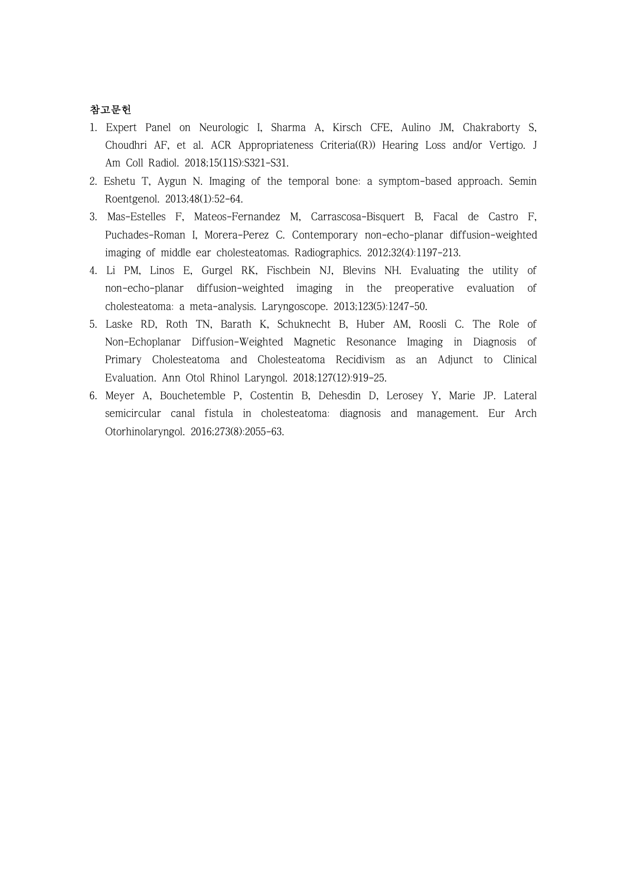**참고문헌**

1. Expert Panel on Neurologic I, Sharma A, Kirsch CFE, Aulino JM, Chakraborty S, Choudhri AF, et al. ACR Appropriateness Criteria((R)) Hearing Loss and/or Vertigo. J Am Coll Radiol. 2018;15(11S):S321-S31.
2. Eshetu T, Aygun N. Imaging of the temporal bone: a symptom-based approach. Semin Roentgenol. 2013;48(1):52-64.
3. Mas-Estelles F, Mateos-Fernandez M, Carrascosa-Bisquert B, Facal de Castro F, Puchades-Roman I, Morera-Perez C. Contemporary non-echo-planar diffusion-weighted imaging of middle ear cholesteatomas. Radiographics. 2012;32(4):1197-213.
4. Li PM, Linos E, Gurgel RK, Fischbein NJ, Blevins NH. Evaluating the utility of non-echo-planar diffusion-weighted imaging in the preoperative evaluation of cholesteatoma: a meta-analysis. Laryngoscope. 2013;123(5):1247-50.
5. Laske RD, Roth TN, Barath K, Schuknecht B, Huber AM, Roosli C. The Role of Non-Echoplanar Diffusion-Weighted Magnetic Resonance Imaging in Diagnosis of Primary Cholesteatoma and Cholesteatoma Recidivism as an Adjunct to Clinical Evaluation. Ann Otol Rhinol Laryngol. 2018;127(12):919-25.
6. Meyer A, Bouchetemble P, Costentin B, Dehesdin D, Lerosey Y, Marie JP. Lateral semicircular canal fistula in cholesteatoma: diagnosis and management. Eur Arch Otorhinolaryngol. 2016;273(8):2055-63.